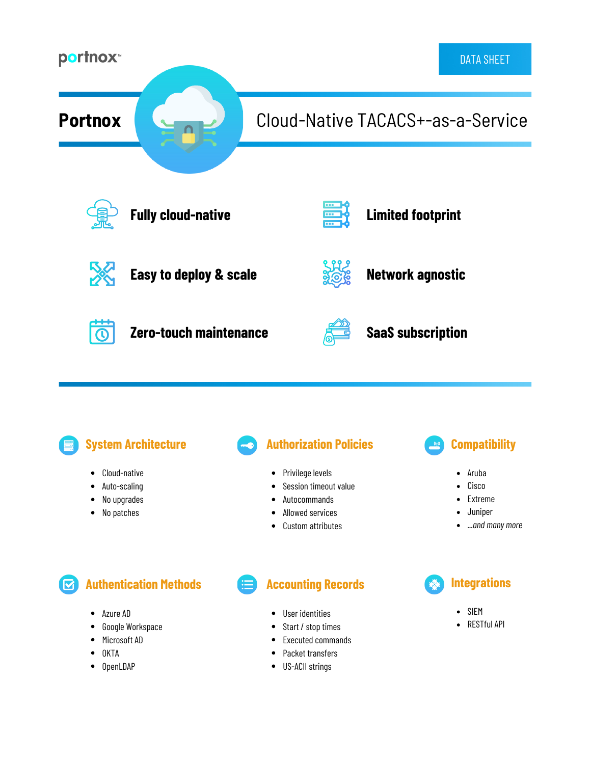portnox™

DATA SHEET

# Portnox Cloud-Native TACACS+-as-a-Service

**Fully cloud-native**

**Limited footprint**

**Easy to deploy & scale**

**Network agnostic**

**Zero-touch maintenance**

**SaaS subscription**

## System Architecture

- Cloud-native
- Auto-scaling
- No upgrades
- No patches

## Authorization Policies

- Privilege levels
- Session timeout value
- Autocommands
- Allowed services
- Custom attributes

## Compatibility

- Aruba
- Cisco
- Extreme
- Juniper
- *...and many more*

## Authentication Methods

- Azure AD
- Google Workspace
- Microsoft AD
- OKTA
- OpenLDAP

## Accounting Records

- User identities
- Start / stop times
- Executed commands
- Packet transfers
- US-ACII strings

## Integrations

- SIEM
- RESTful API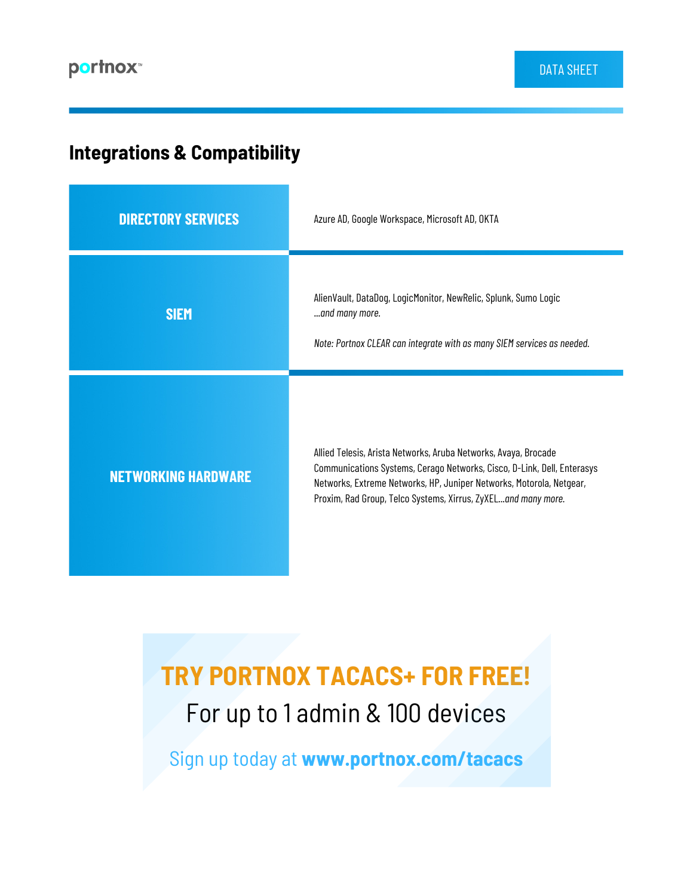## Integrations & Compatibility

| | |
|---|---|
| **DIRECTORY SERVICES** | Azure AD, Google Workspace, Microsoft AD, OKTA |
| **SIEM** | AlienVault, DataDog, LogicMonitor, NewRelic, Splunk, Sumo Logic *...and many more.*<br><br>*Note: Portnox CLEAR can integrate with as many SIEM services as needed.* |
| **NETWORKING HARDWARE** | Allied Telesis, Arista Networks, Aruba Networks, Avaya, Brocade Communications Systems, Cerago Networks, Cisco, D-Link, Dell, Enterasys Networks, Extreme Networks, HP, Juniper Networks, Motorola, Netgear, Proxim, Rad Group, Telco Systems, Xirrus, ZyXEL*...and many more.* |

**TRY PORTNOX TACACS+ FOR FREE!**

For up to 1 admin & 100 devices

Sign up today at **www.portnox.com/tacacs**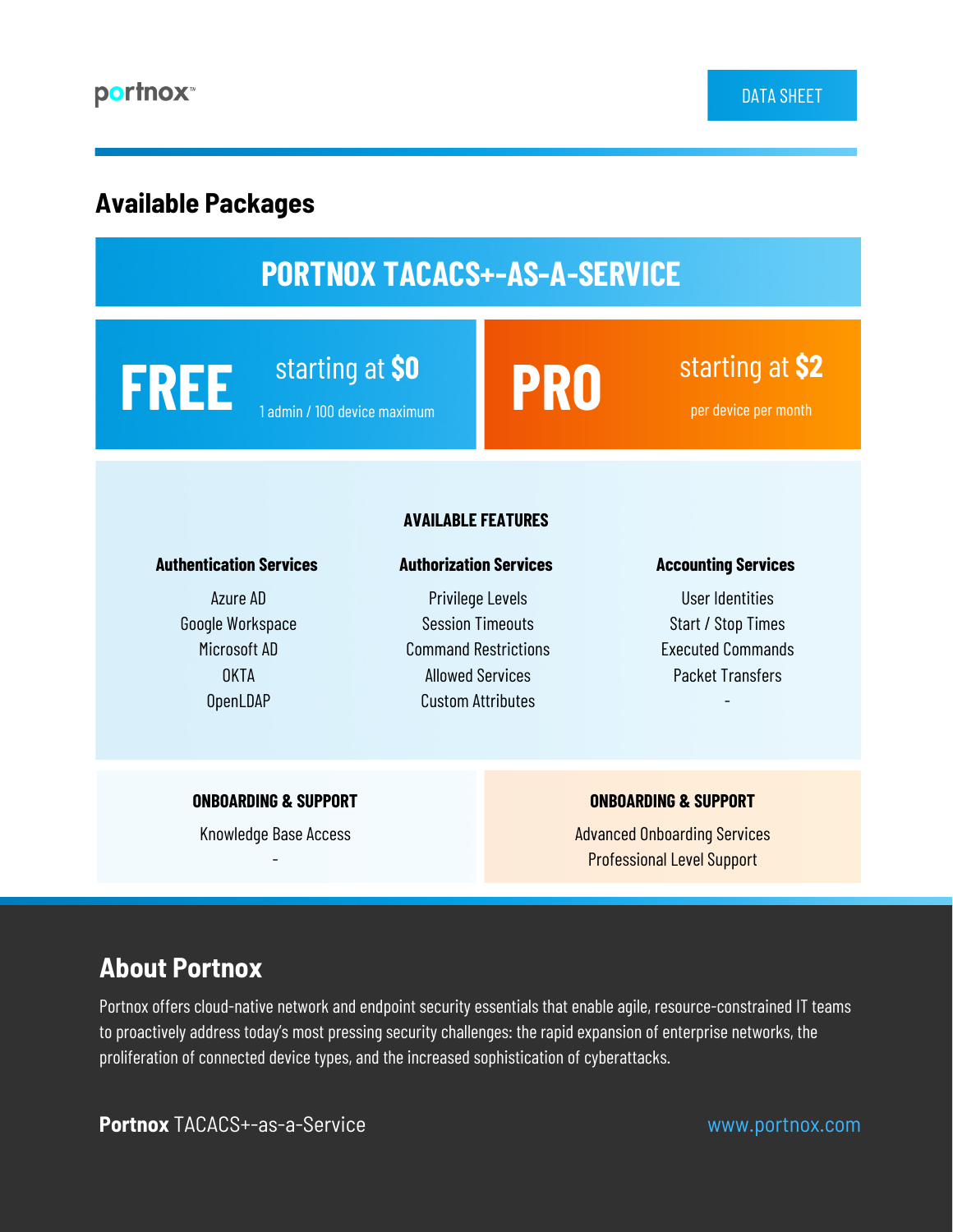DATA SHEET

## Available Packages

### PORTNOX TACACS+-AS-A-SERVICE

| FREE | PRO |
| --- | --- |
| starting at **$0** | starting at **$2** |
| 1 admin / 100 device maximum | per device per month |

**AVAILABLE FEATURES**

| Authentication Services | Authorization Services | Accounting Services |
| --- | --- | --- |
| Azure AD | Privilege Levels | User Identities |
| Google Workspace | Session Timeouts | Start / Stop Times |
| Microsoft AD | Command Restrictions | Executed Commands |
| OKTA | Allowed Services | Packet Transfers |
| OpenLDAP | Custom Attributes | - |

| ONBOARDING & SUPPORT (FREE) | ONBOARDING & SUPPORT (PRO) |
| --- | --- |
| Knowledge Base Access | Advanced Onboarding Services |
| - | Professional Level Support |

## About Portnox

Portnox offers cloud-native network and endpoint security essentials that enable agile, resource-constrained IT teams to proactively address today's most pressing security challenges: the rapid expansion of enterprise networks, the proliferation of connected device types, and the increased sophistication of cyberattacks.

**Portnox** TACACS+-as-a-Service

www.portnox.com